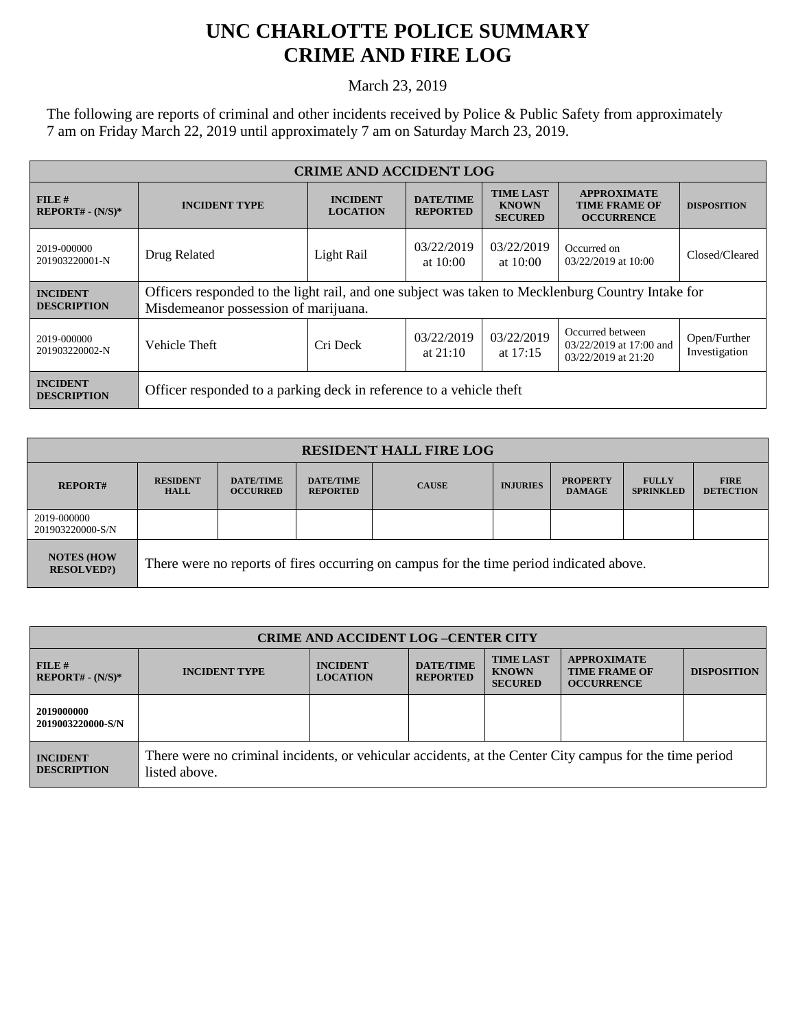# UNC CHARLOTTE POLICE SUMMARY
# CRIME AND FIRE LOG

March 23, 2019

The following are reports of criminal and other incidents received by Police & Public Safety from approximately 7 am on Friday March 22, 2019 until approximately 7 am on Saturday March 23, 2019.

| CRIME AND ACCIDENT LOG | | | | | | |
|---|---|---|---|---|---|---|
| **FILE # REPORT# - (N/S)*** | **INCIDENT TYPE** | **INCIDENT LOCATION** | **DATE/TIME REPORTED** | **TIME LAST KNOWN SECURED** | **APPROXIMATE TIME FRAME OF OCCURRENCE** | **DISPOSITION** |
| 2019-000000 201903220001-N | Drug Related | Light Rail | 03/22/2019 at 10:00 | 03/22/2019 at 10:00 | Occurred on 03/22/2019 at 10:00 | Closed/Cleared |
| **INCIDENT DESCRIPTION** | Officers responded to the light rail, and one subject was taken to Mecklenburg Country Intake for Misdemeanor possession of marijuana. | | | | | |
| 2019-000000 201903220002-N | Vehicle Theft | Cri Deck | 03/22/2019 at 21:10 | 03/22/2019 at 17:15 | Occurred between 03/22/2019 at 17:00 and 03/22/2019 at 21:20 | Open/Further Investigation |
| **INCIDENT DESCRIPTION** | Officer responded to a parking deck in reference to a vehicle theft | | | | | |

| RESIDENT HALL FIRE LOG | | | | | | | | |
|---|---|---|---|---|---|---|---|---|
| **REPORT#** | **RESIDENT HALL** | **DATE/TIME OCCURRED** | **DATE/TIME REPORTED** | **CAUSE** | **INJURIES** | **PROPERTY DAMAGE** | **FULLY SPRINKLED** | **FIRE DETECTION** |
| 2019-000000 201903220000-S/N | | | | | | | | |
| **NOTES (HOW RESOLVED?)** | There were no reports of fires occurring on campus for the time period indicated above. | | | | | | | |

| CRIME AND ACCIDENT LOG –CENTER CITY | | | | | | |
|---|---|---|---|---|---|---|
| **FILE # REPORT# - (N/S)*** | **INCIDENT TYPE** | **INCIDENT LOCATION** | **DATE/TIME REPORTED** | **TIME LAST KNOWN SECURED** | **APPROXIMATE TIME FRAME OF OCCURRENCE** | **DISPOSITION** |
| **2019000000 2019003220000-S/N** | | | | | | |
| **INCIDENT DESCRIPTION** | There were no criminal incidents, or vehicular accidents, at the Center City campus for the time period listed above. | | | | | |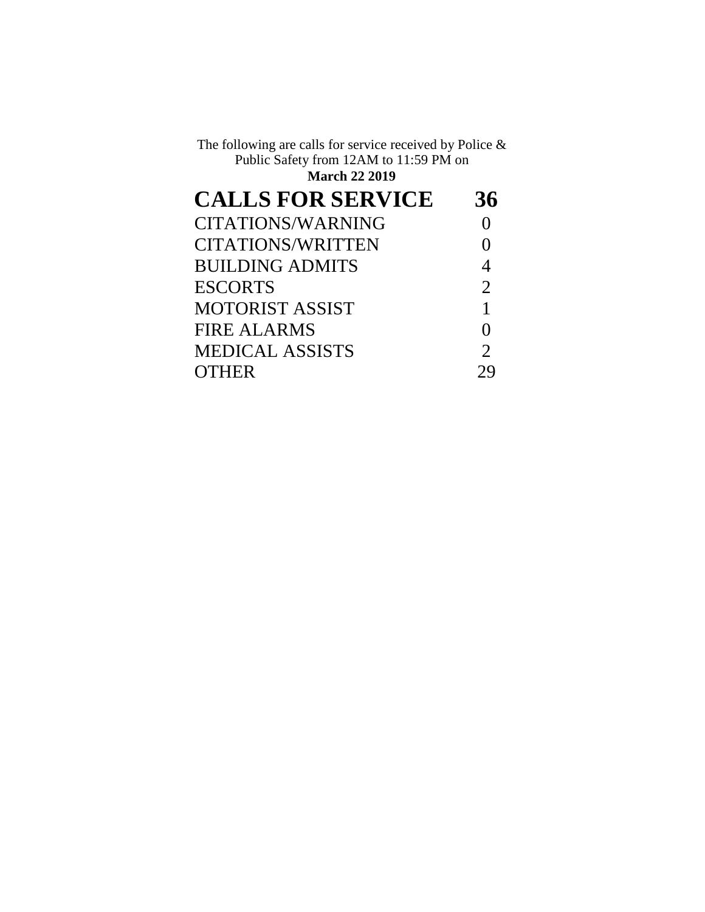The following are calls for service received by Police & Public Safety from 12AM to 11:59 PM on

**March 22 2019**

| | |
|---|---|
| **CALLS FOR SERVICE** | **36** |
| CITATIONS/WARNING | 0 |
| CITATIONS/WRITTEN | 0 |
| BUILDING ADMITS | 4 |
| ESCORTS | 2 |
| MOTORIST ASSIST | 1 |
| FIRE ALARMS | 0 |
| MEDICAL ASSISTS | 2 |
| OTHER | 29 |